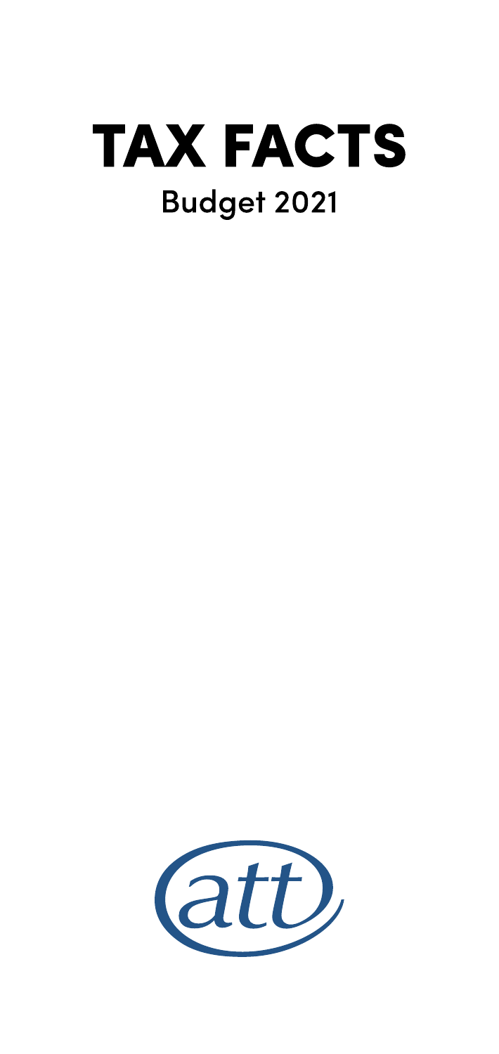# TAX FACTS

## Budget 2021

att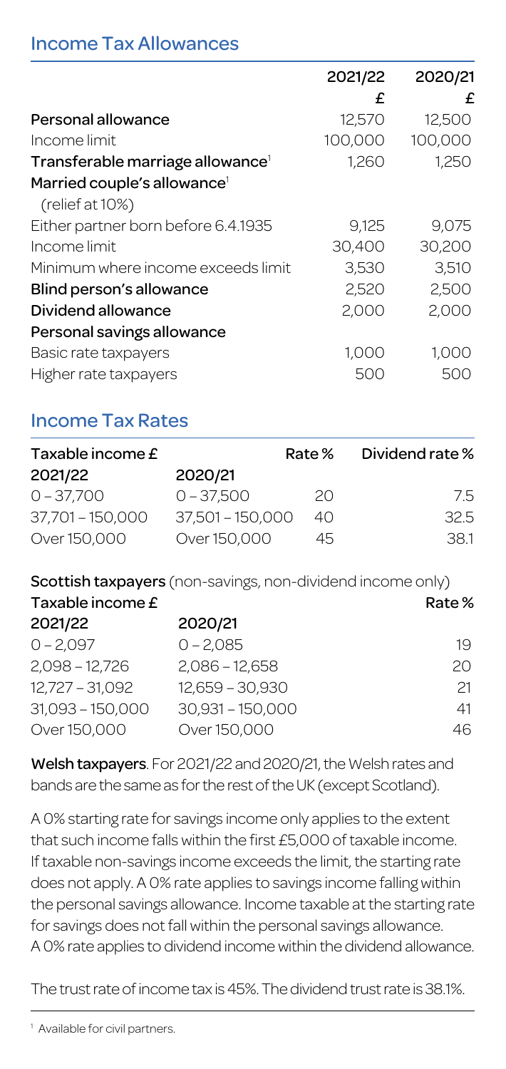## Income Tax Allowances

| | 2021/22 | 2020/21 |
|---|---|---|
| | £ | £ |
| **Personal allowance** | 12,570 | 12,500 |
| Income limit | 100,000 | 100,000 |
| **Transferable marriage allowance**[1] | 1,260 | 1,250 |
| **Married couple's allowance**[1] (relief at 10%) | | |
| Either partner born before 6.4.1935 | 9,125 | 9,075 |
| Income limit | 30,400 | 30,200 |
| Minimum where income exceeds limit | 3,530 | 3,510 |
| **Blind person's allowance** | 2,520 | 2,500 |
| **Dividend allowance** | 2,000 | 2,000 |
| **Personal savings allowance** | | |
| Basic rate taxpayers | 1,000 | 1,000 |
| Higher rate taxpayers | 500 | 500 |

## Income Tax Rates

| Taxable income £ 2021/22 | 2020/21 | Rate % | Dividend rate % |
|---|---|---|---|
| 0 – 37,700 | 0 – 37,500 | 20 | 7.5 |
| 37,701 – 150,000 | 37,501 – 150,000 | 40 | 32.5 |
| Over 150,000 | Over 150,000 | 45 | 38.1 |

**Scottish taxpayers** (non-savings, non-dividend income only)

| Taxable income £ 2021/22 | 2020/21 | Rate % |
|---|---|---|
| 0 – 2,097 | 0 – 2,085 | 19 |
| 2,098 – 12,726 | 2,086 – 12,658 | 20 |
| 12,727 – 31,092 | 12,659 – 30,930 | 21 |
| 31,093 – 150,000 | 30,931 – 150,000 | 41 |
| Over 150,000 | Over 150,000 | 46 |

**Welsh taxpayers**. For 2021/22 and 2020/21, the Welsh rates and bands are the same as for the rest of the UK (except Scotland).

A 0% starting rate for savings income only applies to the extent that such income falls within the first £5,000 of taxable income. If taxable non-savings income exceeds the limit, the starting rate does not apply. A 0% rate applies to savings income falling within the personal savings allowance. Income taxable at the starting rate for savings does not fall within the personal savings allowance. A 0% rate applies to dividend income within the dividend allowance.

The trust rate of income tax is 45%. The dividend trust rate is 38.1%.

[1] Available for civil partners.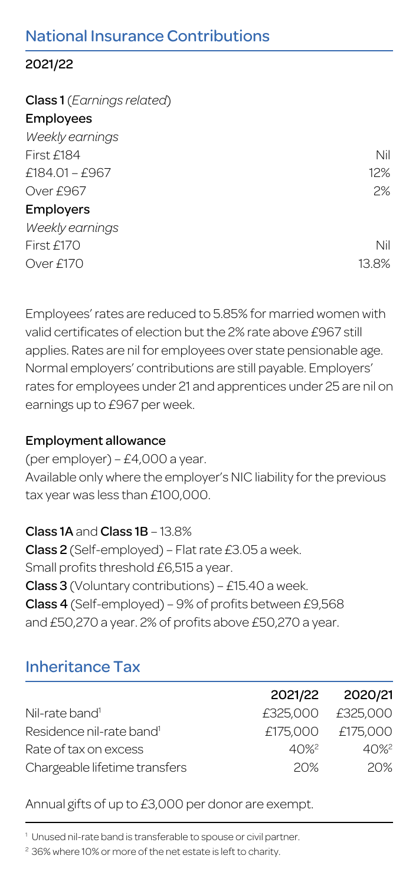## National Insurance Contributions

### 2021/22

**Class 1** (*Earnings related*)

**Employees**

| *Weekly earnings* | |
|---|---|
| First £184 | Nil |
| £184.01 – £967 | 12% |
| Over £967 | 2% |

**Employers**

| *Weekly earnings* | |
|---|---|
| First £170 | Nil |
| Over £170 | 13.8% |

Employees' rates are reduced to 5.85% for married women with valid certificates of election but the 2% rate above £967 still applies. Rates are nil for employees over state pensionable age. Normal employers' contributions are still payable. Employers' rates for employees under 21 and apprentices under 25 are nil on earnings up to £967 per week.

**Employment allowance**

(per employer) – £4,000 a year.
Available only where the employer's NIC liability for the previous tax year was less than £100,000.

**Class 1A** and **Class 1B** – 13.8%
**Class 2** (Self-employed) – Flat rate £3.05 a week.
Small profits threshold £6,515 a year.
**Class 3** (Voluntary contributions) – £15.40 a week.
**Class 4** (Self-employed) – 9% of profits between £9,568 and £50,270 a year. 2% of profits above £50,270 a year.

## Inheritance Tax

| | 2021/22 | 2020/21 |
|---|---|---|
| Nil-rate band[1] | £325,000 | £325,000 |
| Residence nil-rate band[1] | £175,000 | £175,000 |
| Rate of tax on excess | 40%[2] | 40%[2] |
| Chargeable lifetime transfers | 20% | 20% |

Annual gifts of up to £3,000 per donor are exempt.

[1] Unused nil-rate band is transferable to spouse or civil partner.

[2] 36% where 10% or more of the net estate is left to charity.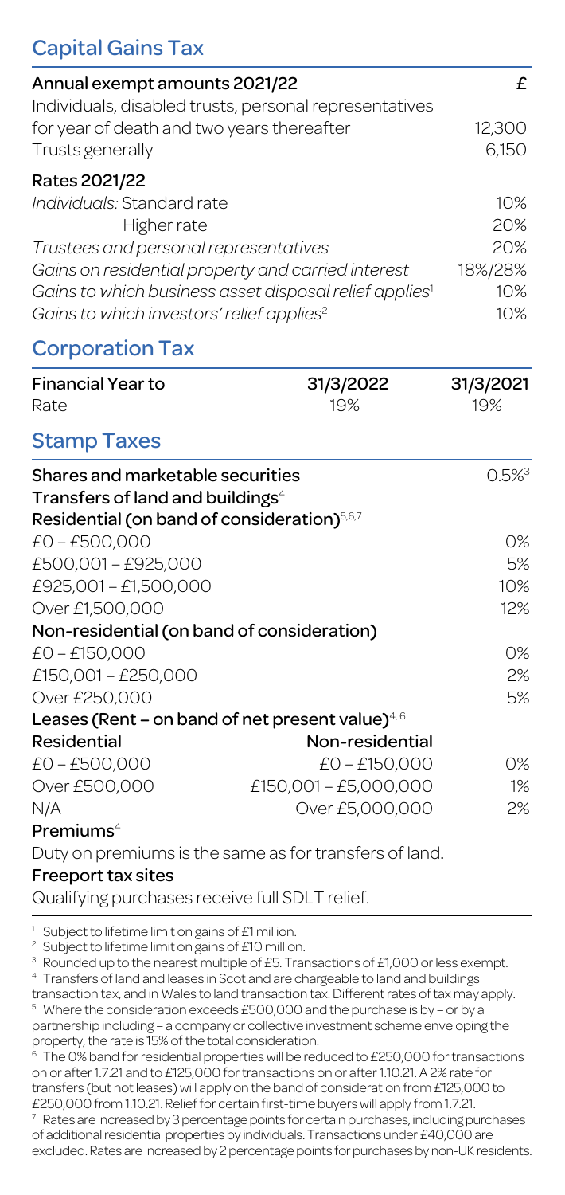## Capital Gains Tax

| Annual exempt amounts 2021/22 | £ |
|---|---|
| Individuals, disabled trusts, personal representatives for year of death and two years thereafter | 12,300 |
| Trusts generally | 6,150 |

| Rates 2021/22 | |
|---|---|
| *Individuals:* Standard rate | 10% |
| Higher rate | 20% |
| *Trustees and personal representatives* | 20% |
| *Gains on residential property and carried interest* | 18%/28% |
| *Gains to which business asset disposal relief applies*[1] | 10% |
| *Gains to which investors' relief applies*[2] | 10% |

## Corporation Tax

| Financial Year to | 31/3/2022 | 31/3/2021 |
|---|---|---|
| Rate | 19% | 19% |

## Stamp Taxes

| Shares and marketable securities | | 0.5%[3] |
|---|---|---|
| **Transfers of land and buildings**[4] | | |
| **Residential (on band of consideration)**[5,6,7] | | |
| £0 – £500,000 | | 0% |
| £500,001 – £925,000 | | 5% |
| £925,001 – £1,500,000 | | 10% |
| Over £1,500,000 | | 12% |
| **Non-residential (on band of consideration)** | | |
| £0 – £150,000 | | 0% |
| £150,001 – £250,000 | | 2% |
| Over £250,000 | | 5% |
| **Leases (Rent – on band of net present value)**[4,6] | | |
| **Residential** | **Non-residential** | |
| £0 – £500,000 | £0 – £150,000 | 0% |
| Over £500,000 | £150,001 – £5,000,000 | 1% |
| N/A | Over £5,000,000 | 2% |

**Premiums**[4]

Duty on premiums is the same as for transfers of land.

**Freeport tax sites**

Qualifying purchases receive full SDLT relief.

---

[1] Subject to lifetime limit on gains of £1 million.

[2] Subject to lifetime limit on gains of £10 million.

[3] Rounded up to the nearest multiple of £5. Transactions of £1,000 or less exempt.

[4] Transfers of land and leases in Scotland are chargeable to land and buildings transaction tax, and in Wales to land transaction tax. Different rates of tax may apply.

[5] Where the consideration exceeds £500,000 and the purchase is by – or by a partnership including – a company or collective investment scheme enveloping the property, the rate is 15% of the total consideration.

[6] The 0% band for residential properties will be reduced to £250,000 for transactions on or after 1.7.21 and to £125,000 for transactions on or after 1.10.21. A 2% rate for transfers (but not leases) will apply on the band of consideration from £125,000 to £250,000 from 1.10.21. Relief for certain first-time buyers will apply from 1.7.21.

[7] Rates are increased by 3 percentage points for certain purchases, including purchases of additional residential properties by individuals. Transactions under £40,000 are excluded. Rates are increased by 2 percentage points for purchases by non-UK residents.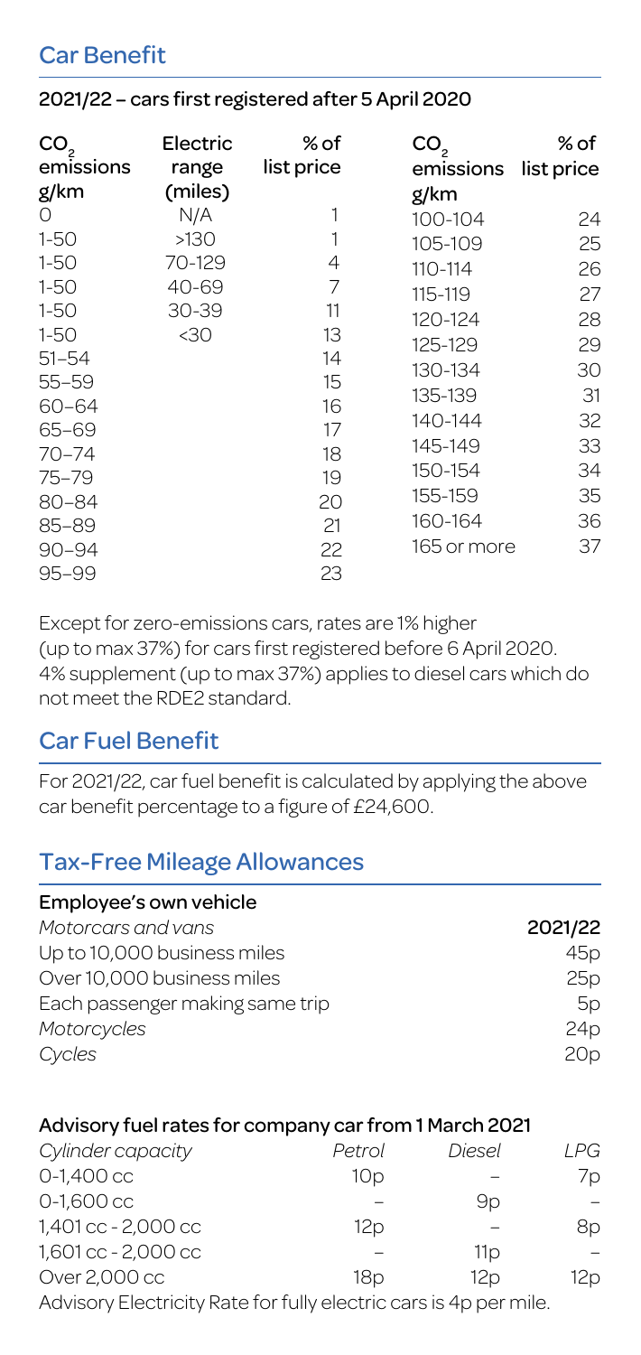## Car Benefit

### 2021/22 – cars first registered after 5 April 2020

| $CO_2$ emissions g/km | Electric range (miles) | % of list price |
|---|---|---|
| 0 | N/A | 1 |
| 1-50 | >130 | 1 |
| 1-50 | 70-129 | 4 |
| 1-50 | 40-69 | 7 |
| 1-50 | 30-39 | 11 |
| 1-50 | <30 | 13 |
| 51–54 | | 14 |
| 55–59 | | 15 |
| 60–64 | | 16 |
| 65–69 | | 17 |
| 70–74 | | 18 |
| 75–79 | | 19 |
| 80–84 | | 20 |
| 85–89 | | 21 |
| 90–94 | | 22 |
| 95–99 | | 23 |

| $CO_2$ emissions g/km | % of list price |
|---|---|
| 100-104 | 24 |
| 105-109 | 25 |
| 110-114 | 26 |
| 115-119 | 27 |
| 120-124 | 28 |
| 125-129 | 29 |
| 130-134 | 30 |
| 135-139 | 31 |
| 140-144 | 32 |
| 145-149 | 33 |
| 150-154 | 34 |
| 155-159 | 35 |
| 160-164 | 36 |
| 165 or more | 37 |

Except for zero-emissions cars, rates are 1% higher (up to max 37%) for cars first registered before 6 April 2020. 4% supplement (up to max 37%) applies to diesel cars which do not meet the RDE2 standard.

## Car Fuel Benefit

For 2021/22, car fuel benefit is calculated by applying the above car benefit percentage to a figure of £24,600.

## Tax-Free Mileage Allowances

| Employee's own vehicle | |
|---|---|
| *Motorcars and vans* | **2021/22** |
| Up to 10,000 business miles | 45p |
| Over 10,000 business miles | 25p |
| Each passenger making same trip | 5p |
| *Motorcycles* | 24p |
| *Cycles* | 20p |

### Advisory fuel rates for company car from 1 March 2021

| *Cylinder capacity* | *Petrol* | *Diesel* | *LPG* |
|---|---|---|---|
| 0-1,400 cc | 10p | – | 7p |
| 0-1,600 cc | – | 9p | – |
| 1,401 cc - 2,000 cc | 12p | – | 8p |
| 1,601 cc - 2,000 cc | – | 11p | – |
| Over 2,000 cc | 18p | 12p | 12p |

Advisory Electricity Rate for fully electric cars is 4p per mile.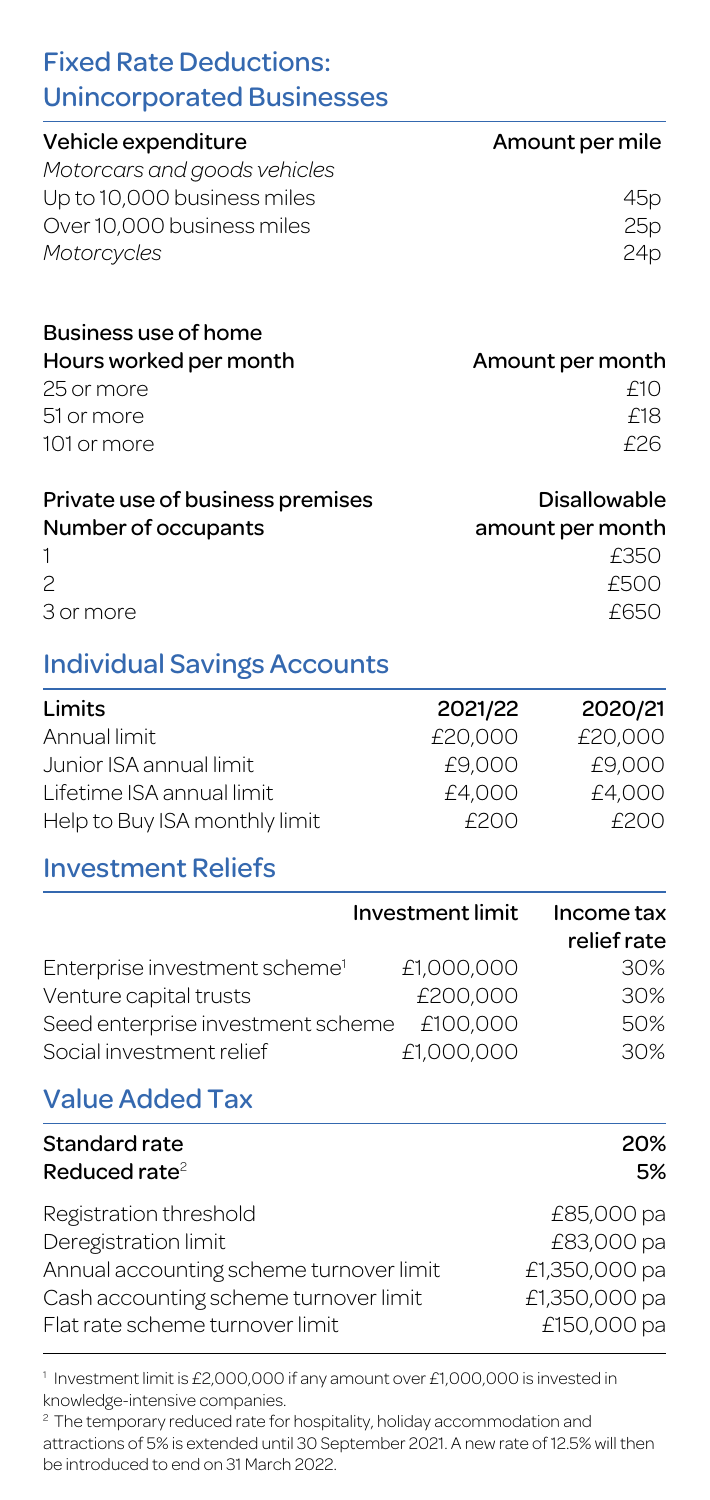## Fixed Rate Deductions: Unincorporated Businesses

| Vehicle expenditure | Amount per mile |
|---|---|
| *Motorcars and goods vehicles* | |
| Up to 10,000 business miles | 45p |
| Over 10,000 business miles | 25p |
| *Motorcycles* | 24p |

| Business use of home<br>Hours worked per month | Amount per month |
|---|---|
| 25 or more | £10 |
| 51 or more | £18 |
| 101 or more | £26 |

| Private use of business premises<br>Number of occupants | Disallowable amount per month |
|---|---|
| 1 | £350 |
| 2 | £500 |
| 3 or more | £650 |

## Individual Savings Accounts

| Limits | 2021/22 | 2020/21 |
|---|---|---|
| Annual limit | £20,000 | £20,000 |
| Junior ISA annual limit | £9,000 | £9,000 |
| Lifetime ISA annual limit | £4,000 | £4,000 |
| Help to Buy ISA monthly limit | £200 | £200 |

## Investment Reliefs

| | Investment limit | Income tax relief rate |
|---|---|---|
| Enterprise investment scheme[1] | £1,000,000 | 30% |
| Venture capital trusts | £200,000 | 30% |
| Seed enterprise investment scheme | £100,000 | 50% |
| Social investment relief | £1,000,000 | 30% |

## Value Added Tax

| | |
|---|---|
| **Standard rate** | **20%** |
| **Reduced rate[2]** | **5%** |
| Registration threshold | £85,000 pa |
| Deregistration limit | £83,000 pa |
| Annual accounting scheme turnover limit | £1,350,000 pa |
| Cash accounting scheme turnover limit | £1,350,000 pa |
| Flat rate scheme turnover limit | £150,000 pa |

[1] Investment limit is £2,000,000 if any amount over £1,000,000 is invested in knowledge-intensive companies.

[2] The temporary reduced rate for hospitality, holiday accommodation and attractions of 5% is extended until 30 September 2021. A new rate of 12.5% will then be introduced to end on 31 March 2022.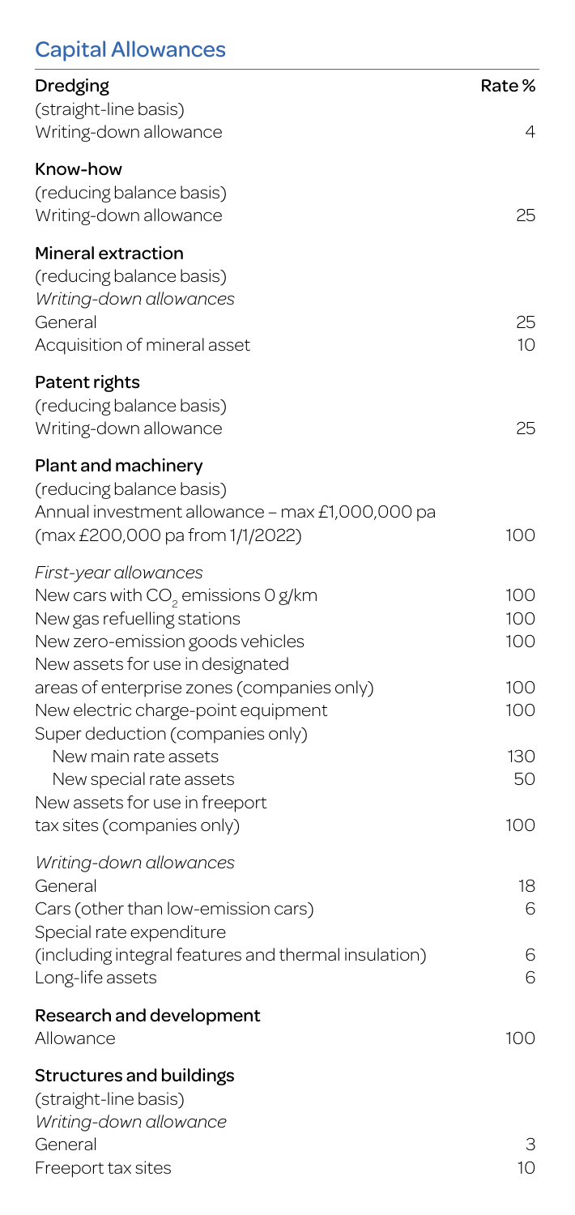## Capital Allowances

| | Rate % |
|---|---|
| **Dredging** | |
| (straight-line basis) | |
| Writing-down allowance | 4 |
| **Know-how** | |
| (reducing balance basis) | |
| Writing-down allowance | 25 |
| **Mineral extraction** | |
| (reducing balance basis) | |
| *Writing-down allowances* | |
| General | 25 |
| Acquisition of mineral asset | 10 |
| **Patent rights** | |
| (reducing balance basis) | |
| Writing-down allowance | 25 |
| **Plant and machinery** | |
| (reducing balance basis) | |
| Annual investment allowance – max £1,000,000 pa (max £200,000 pa from 1/1/2022) | 100 |
| *First-year allowances* | |
| New cars with $CO_2$ emissions 0 g/km | 100 |
| New gas refuelling stations | 100 |
| New zero-emission goods vehicles | 100 |
| New assets for use in designated areas of enterprise zones (companies only) | 100 |
| New electric charge-point equipment | 100 |
| Super deduction (companies only) | |
| New main rate assets | 130 |
| New special rate assets | 50 |
| New assets for use in freeport tax sites (companies only) | 100 |
| *Writing-down allowances* | |
| General | 18 |
| Cars (other than low-emission cars) | 6 |
| Special rate expenditure (including integral features and thermal insulation) | 6 |
| Long-life assets | 6 |
| **Research and development** | |
| Allowance | 100 |
| **Structures and buildings** | |
| (straight-line basis) | |
| *Writing-down allowance* | |
| General | 3 |
| Freeport tax sites | 10 |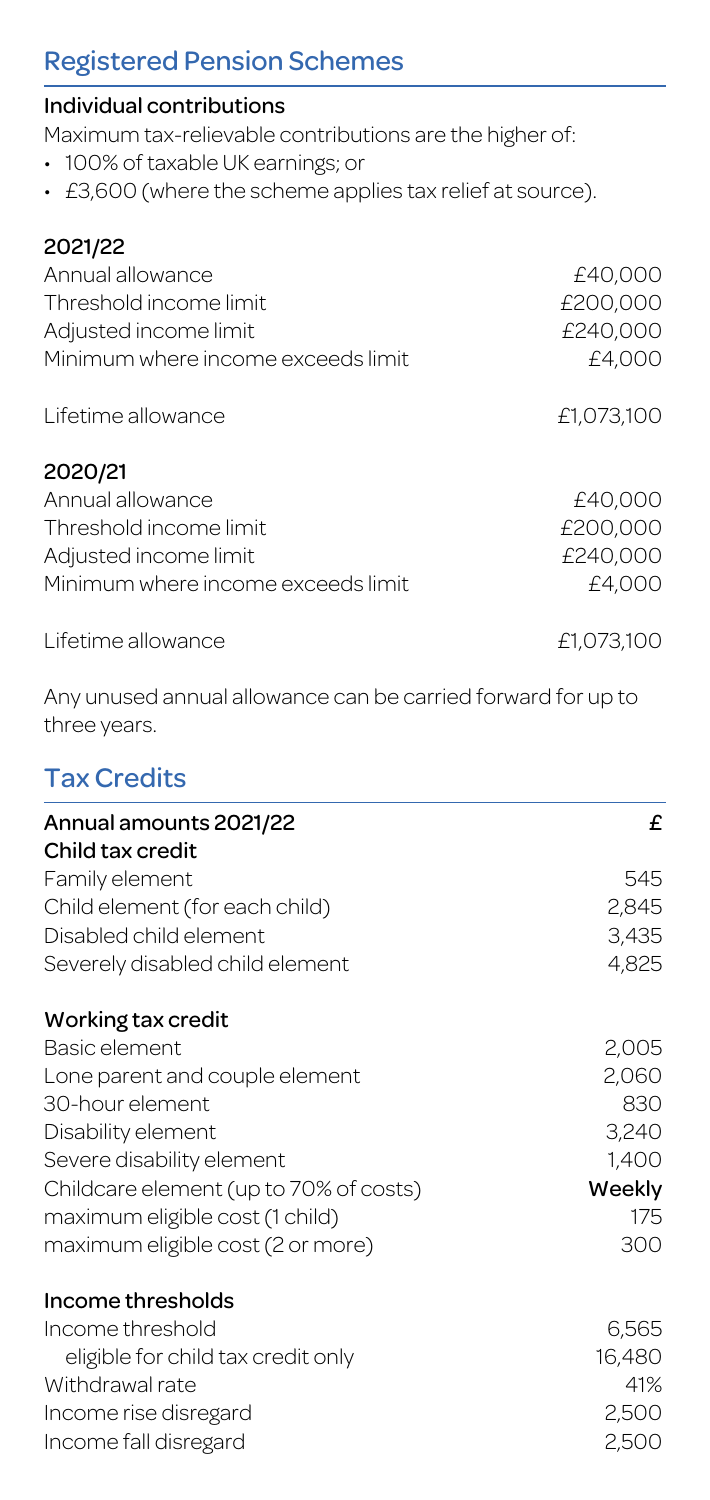## Registered Pension Schemes

**Individual contributions**

Maximum tax-relievable contributions are the higher of:

- 100% of taxable UK earnings; or
- £3,600 (where the scheme applies tax relief at source).

| | |
|---|---|
| **2021/22** | |
| Annual allowance | £40,000 |
| Threshold income limit | £200,000 |
| Adjusted income limit | £240,000 |
| Minimum where income exceeds limit | £4,000 |
| Lifetime allowance | £1,073,100 |
| **2020/21** | |
| Annual allowance | £40,000 |
| Threshold income limit | £200,000 |
| Adjusted income limit | £240,000 |
| Minimum where income exceeds limit | £4,000 |
| Lifetime allowance | £1,073,100 |

Any unused annual allowance can be carried forward for up to three years.

## Tax Credits

| Annual amounts 2021/22 | £ |
|---|---|
| **Child tax credit** | |
| Family element | 545 |
| Child element (for each child) | 2,845 |
| Disabled child element | 3,435 |
| Severely disabled child element | 4,825 |
| **Working tax credit** | |
| Basic element | 2,005 |
| Lone parent and couple element | 2,060 |
| 30-hour element | 830 |
| Disability element | 3,240 |
| Severe disability element | 1,400 |
| Childcare element (up to 70% of costs) | **Weekly** |
| maximum eligible cost (1 child) | 175 |
| maximum eligible cost (2 or more) | 300 |
| **Income thresholds** | |
| Income threshold | 6,565 |
| eligible for child tax credit only | 16,480 |
| Withdrawal rate | 41% |
| Income rise disregard | 2,500 |
| Income fall disregard | 2,500 |